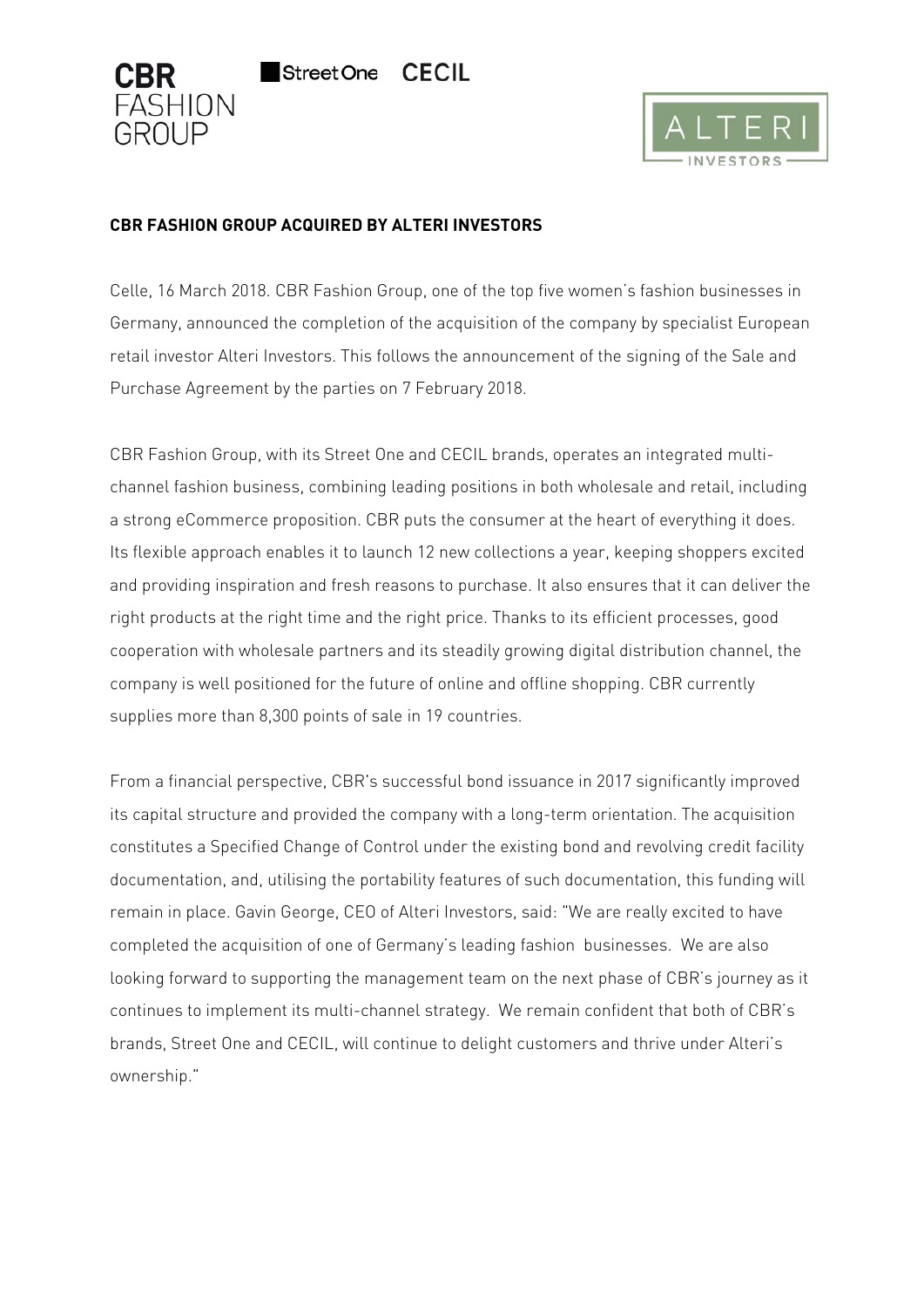CBR FASHION GROUP

Street One CECIL

ALTERI INVESTORS

**CBR FASHION GROUP ACQUIRED BY ALTERI INVESTORS**

Celle, 16 March 2018. CBR Fashion Group, one of the top five women's fashion businesses in Germany, announced the completion of the acquisition of the company by specialist European retail investor Alteri Investors. This follows the announcement of the signing of the Sale and Purchase Agreement by the parties on 7 February 2018.

CBR Fashion Group, with its Street One and CECIL brands, operates an integrated multi-channel fashion business, combining leading positions in both wholesale and retail, including a strong eCommerce proposition. CBR puts the consumer at the heart of everything it does. Its flexible approach enables it to launch 12 new collections a year, keeping shoppers excited and providing inspiration and fresh reasons to purchase. It also ensures that it can deliver the right products at the right time and the right price. Thanks to its efficient processes, good cooperation with wholesale partners and its steadily growing digital distribution channel, the company is well positioned for the future of online and offline shopping. CBR currently supplies more than 8,300 points of sale in 19 countries.

From a financial perspective, CBR's successful bond issuance in 2017 significantly improved its capital structure and provided the company with a long-term orientation. The acquisition constitutes a Specified Change of Control under the existing bond and revolving credit facility documentation, and, utilising the portability features of such documentation, this funding will remain in place. Gavin George, CEO of Alteri Investors, said: "We are really excited to have completed the acquisition of one of Germany's leading fashion businesses. We are also looking forward to supporting the management team on the next phase of CBR's journey as it continues to implement its multi-channel strategy. We remain confident that both of CBR's brands, Street One and CECIL, will continue to delight customers and thrive under Alteri's ownership."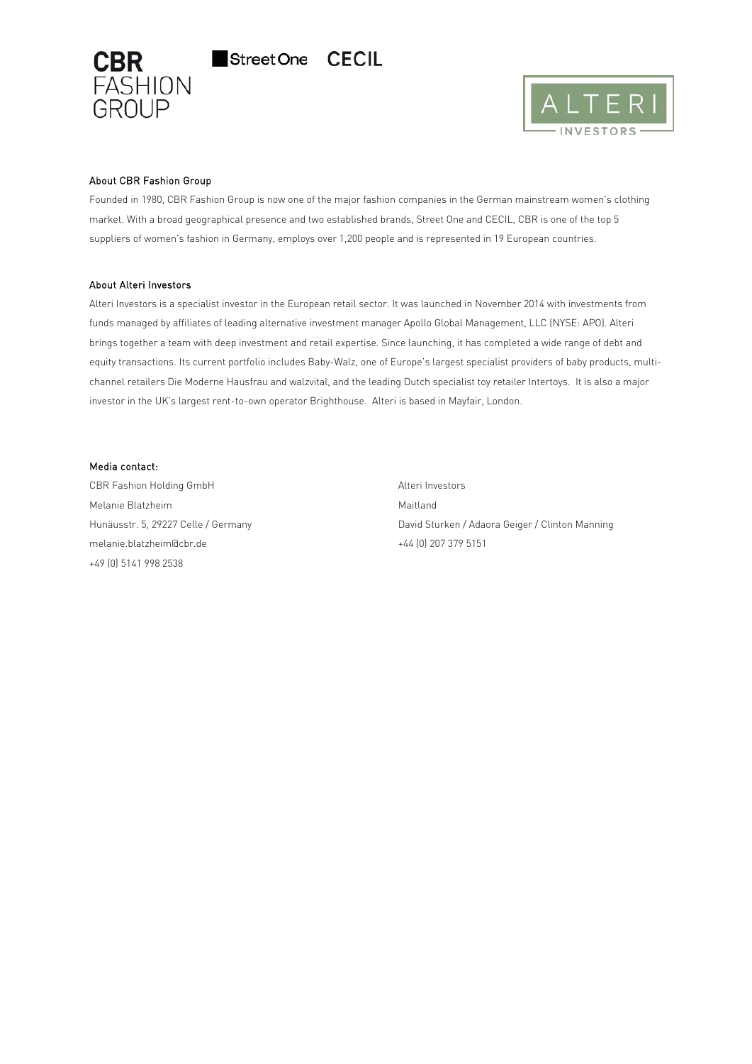## About CBR Fashion Group

Founded in 1980, CBR Fashion Group is now one of the major fashion companies in the German mainstream women's clothing market. With a broad geographical presence and two established brands, Street One and CECIL, CBR is one of the top 5 suppliers of women's fashion in Germany, employs over 1,200 people and is represented in 19 European countries.

## About Alteri Investors

Alteri Investors is a specialist investor in the European retail sector. It was launched in November 2014 with investments from funds managed by affiliates of leading alternative investment manager Apollo Global Management, LLC (NYSE: APO). Alteri brings together a team with deep investment and retail expertise. Since launching, it has completed a wide range of debt and equity transactions. Its current portfolio includes Baby-Walz, one of Europe's largest specialist providers of baby products, multi-channel retailers Die Moderne Hausfrau and walzvital, and the leading Dutch specialist toy retailer Intertoys. It is also a major investor in the UK's largest rent-to-own operator Brighthouse. Alteri is based in Mayfair, London.

## Media contact:

CBR Fashion Holding GmbH
Melanie Blatzheim
Hunäusstr. 5, 29227 Celle / Germany
melanie.blatzheim@cbr.de
+49 (0) 5141 998 2538

Alteri Investors
Maitland
David Sturken / Adaora Geiger / Clinton Manning
+44 (0) 207 379 5151